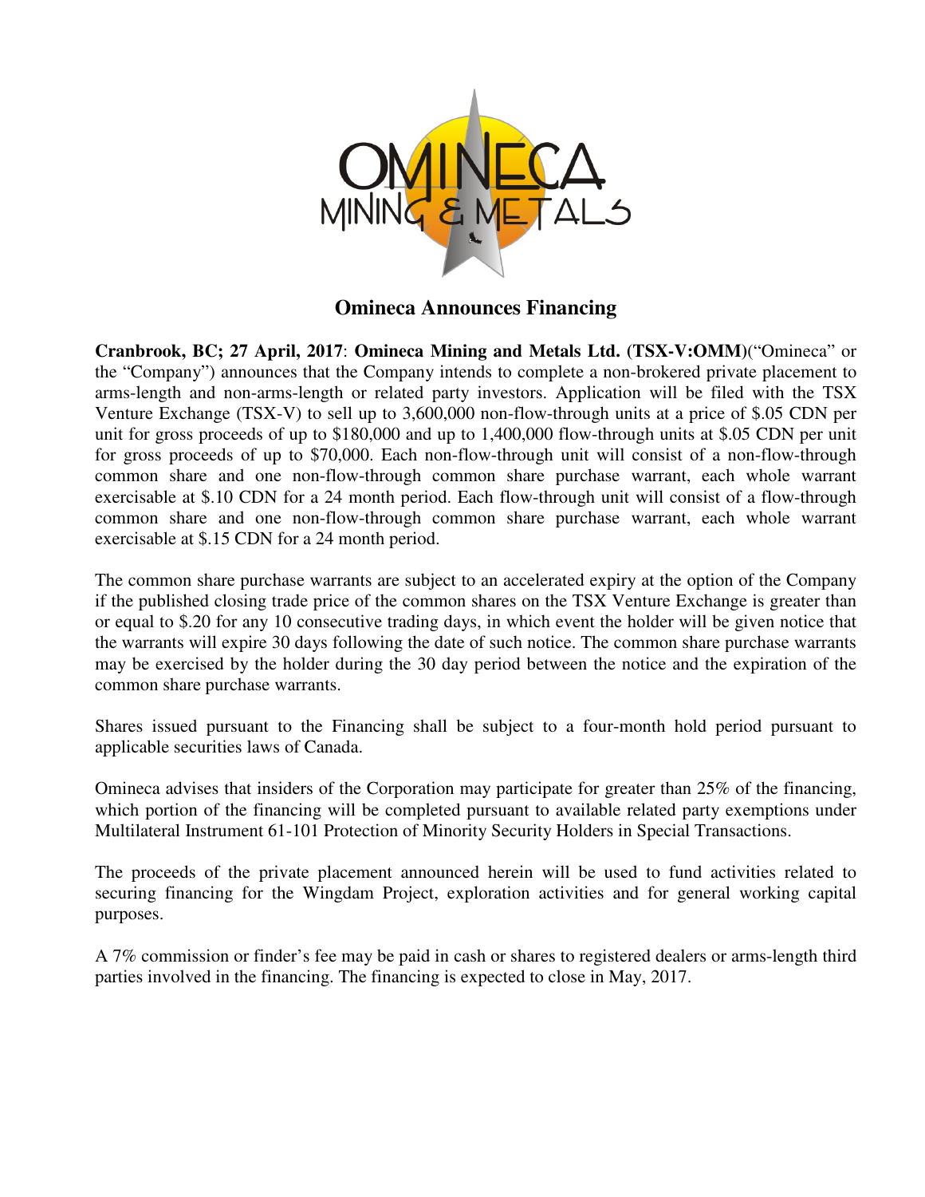# Omineca Announces Financing

**Cranbrook, BC; 27 April, 2017**: **Omineca Mining and Metals Ltd. (TSX-V:OMM)**("Omineca" or the "Company") announces that the Company intends to complete a non-brokered private placement to arms-length and non-arms-length or related party investors. Application will be filed with the TSX Venture Exchange (TSX-V) to sell up to 3,600,000 non-flow-through units at a price of $.05 CDN per unit for gross proceeds of up to $180,000 and up to 1,400,000 flow-through units at $.05 CDN per unit for gross proceeds of up to $70,000. Each non-flow-through unit will consist of a non-flow-through common share and one non-flow-through common share purchase warrant, each whole warrant exercisable at $.10 CDN for a 24 month period. Each flow-through unit will consist of a flow-through common share and one non-flow-through common share purchase warrant, each whole warrant exercisable at $.15 CDN for a 24 month period.

The common share purchase warrants are subject to an accelerated expiry at the option of the Company if the published closing trade price of the common shares on the TSX Venture Exchange is greater than or equal to $.20 for any 10 consecutive trading days, in which event the holder will be given notice that the warrants will expire 30 days following the date of such notice. The common share purchase warrants may be exercised by the holder during the 30 day period between the notice and the expiration of the common share purchase warrants.

Shares issued pursuant to the Financing shall be subject to a four-month hold period pursuant to applicable securities laws of Canada.

Omineca advises that insiders of the Corporation may participate for greater than 25% of the financing, which portion of the financing will be completed pursuant to available related party exemptions under Multilateral Instrument 61-101 Protection of Minority Security Holders in Special Transactions.

The proceeds of the private placement announced herein will be used to fund activities related to securing financing for the Wingdam Project, exploration activities and for general working capital purposes.

A 7% commission or finder's fee may be paid in cash or shares to registered dealers or arms-length third parties involved in the financing. The financing is expected to close in May, 2017.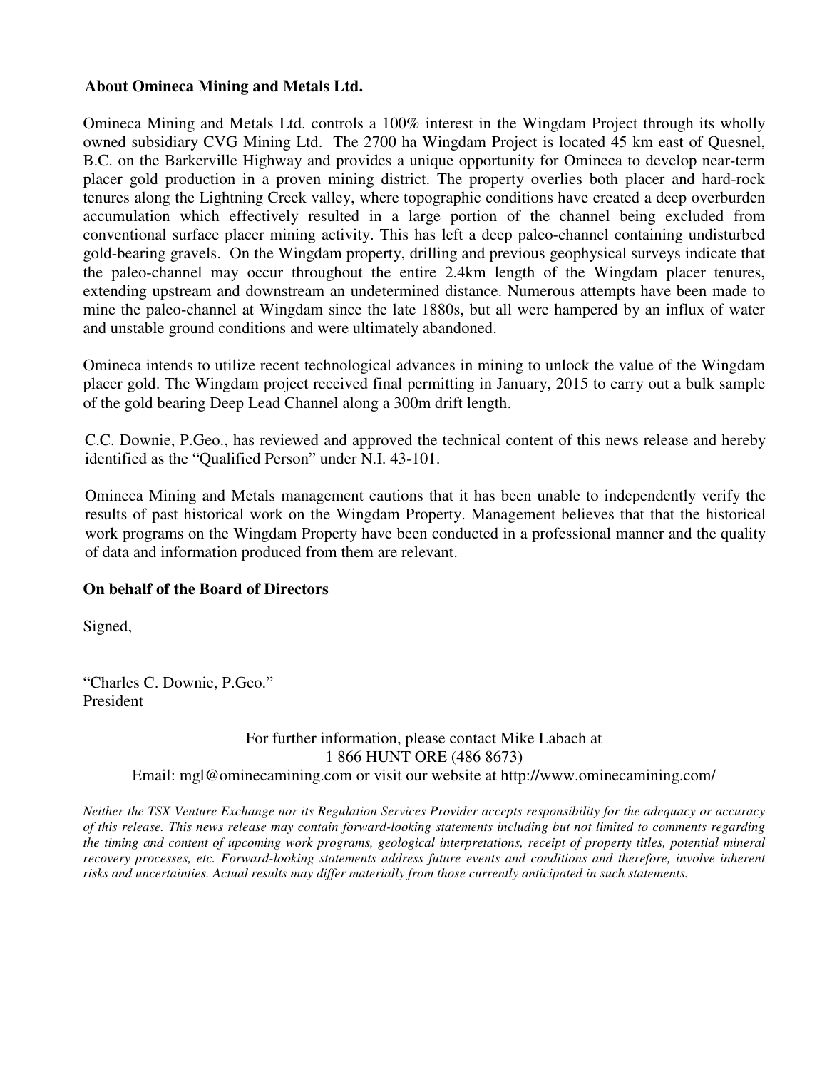**About Omineca Mining and Metals Ltd.**

Omineca Mining and Metals Ltd. controls a 100% interest in the Wingdam Project through its wholly owned subsidiary CVG Mining Ltd. The 2700 ha Wingdam Project is located 45 km east of Quesnel, B.C. on the Barkerville Highway and provides a unique opportunity for Omineca to develop near-term placer gold production in a proven mining district. The property overlies both placer and hard-rock tenures along the Lightning Creek valley, where topographic conditions have created a deep overburden accumulation which effectively resulted in a large portion of the channel being excluded from conventional surface placer mining activity. This has left a deep paleo-channel containing undisturbed gold-bearing gravels. On the Wingdam property, drilling and previous geophysical surveys indicate that the paleo-channel may occur throughout the entire 2.4km length of the Wingdam placer tenures, extending upstream and downstream an undetermined distance. Numerous attempts have been made to mine the paleo-channel at Wingdam since the late 1880s, but all were hampered by an influx of water and unstable ground conditions and were ultimately abandoned.

Omineca intends to utilize recent technological advances in mining to unlock the value of the Wingdam placer gold. The Wingdam project received final permitting in January, 2015 to carry out a bulk sample of the gold bearing Deep Lead Channel along a 300m drift length.

C.C. Downie, P.Geo., has reviewed and approved the technical content of this news release and hereby identified as the "Qualified Person" under N.I. 43-101.

Omineca Mining and Metals management cautions that it has been unable to independently verify the results of past historical work on the Wingdam Property. Management believes that that the historical work programs on the Wingdam Property have been conducted in a professional manner and the quality of data and information produced from them are relevant.

**On behalf of the Board of Directors**

Signed,

"Charles C. Downie, P.Geo."
President

For further information, please contact Mike Labach at
1 866 HUNT ORE (486 8673)
Email: mgl@ominecamining.com or visit our website at http://www.ominecamining.com/

*Neither the TSX Venture Exchange nor its Regulation Services Provider accepts responsibility for the adequacy or accuracy of this release. This news release may contain forward-looking statements including but not limited to comments regarding the timing and content of upcoming work programs, geological interpretations, receipt of property titles, potential mineral recovery processes, etc. Forward-looking statements address future events and conditions and therefore, involve inherent risks and uncertainties. Actual results may differ materially from those currently anticipated in such statements.*